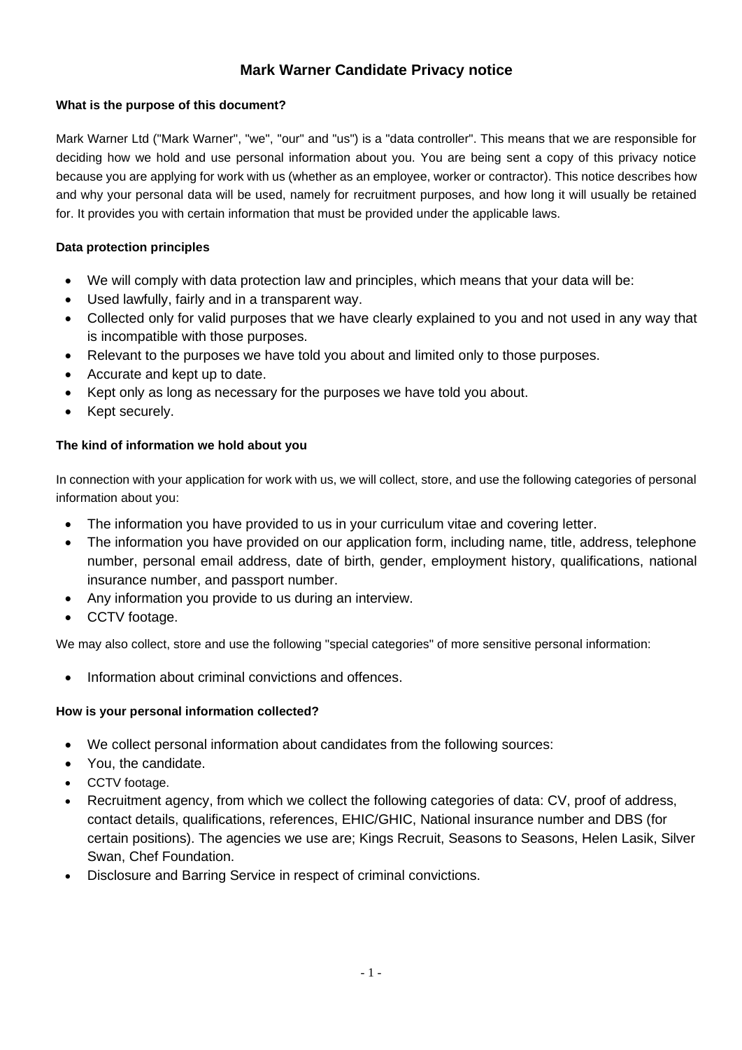# Mark Warner Candidate Privacy notice

### What is the purpose of this document?

Mark Warner Ltd ("Mark Warner", "we", "our" and "us") is a "data controller". This means that we are responsible for deciding how we hold and use personal information about you. You are being sent a copy of this privacy notice because you are applying for work with us (whether as an employee, worker or contractor). This notice describes how and why your personal data will be used, namely for recruitment purposes, and how long it will usually be retained for. It provides you with certain information that must be provided under the applicable laws.

### Data protection principles

- We will comply with data protection law and principles, which means that your data will be:
- Used lawfully, fairly and in a transparent way.
- Collected only for valid purposes that we have clearly explained to you and not used in any way that is incompatible with those purposes.
- Relevant to the purposes we have told you about and limited only to those purposes.
- Accurate and kept up to date.
- Kept only as long as necessary for the purposes we have told you about.
- Kept securely.

### The kind of information we hold about you

In connection with your application for work with us, we will collect, store, and use the following categories of personal information about you:

- The information you have provided to us in your curriculum vitae and covering letter.
- The information you have provided on our application form, including name, title, address, telephone number, personal email address, date of birth, gender, employment history, qualifications, national insurance number, and passport number.
- Any information you provide to us during an interview.
- CCTV footage.

We may also collect, store and use the following "special categories" of more sensitive personal information:

- Information about criminal convictions and offences.

### How is your personal information collected?

- We collect personal information about candidates from the following sources:
- You, the candidate.
- CCTV footage.
- Recruitment agency, from which we collect the following categories of data: CV, proof of address, contact details, qualifications, references, EHIC/GHIC, National insurance number and DBS (for certain positions). The agencies we use are; Kings Recruit, Seasons to Seasons, Helen Lasik, Silver Swan, Chef Foundation.
- Disclosure and Barring Service in respect of criminal convictions.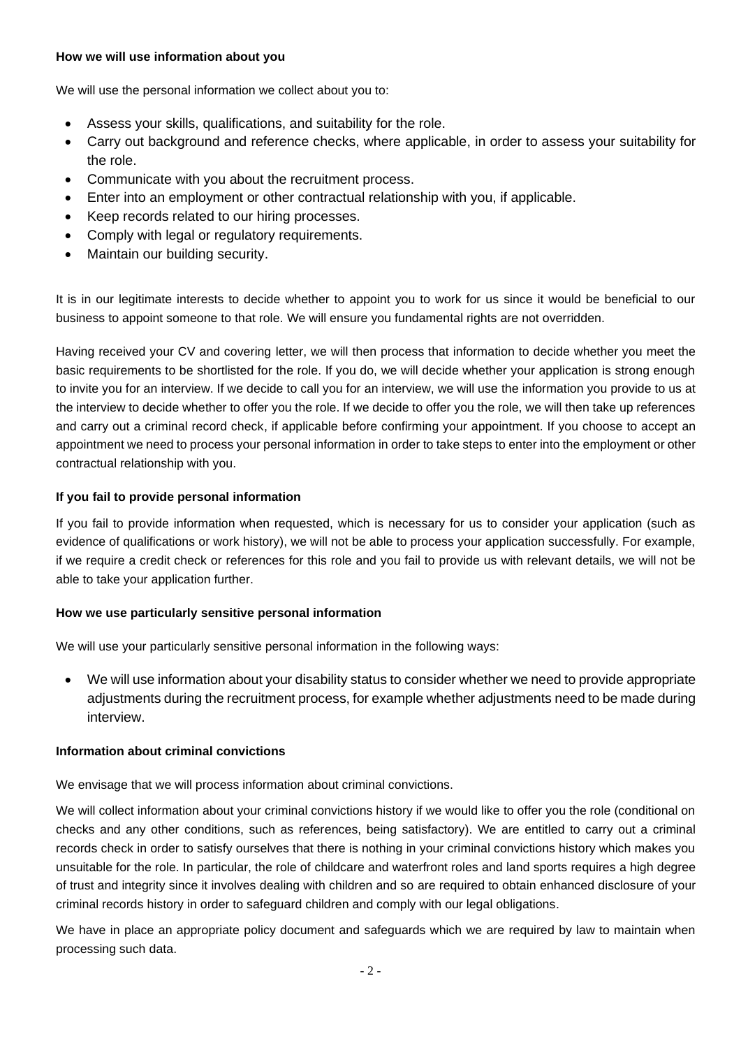**How we will use information about you**

We will use the personal information we collect about you to:

- Assess your skills, qualifications, and suitability for the role.
- Carry out background and reference checks, where applicable, in order to assess your suitability for the role.
- Communicate with you about the recruitment process.
- Enter into an employment or other contractual relationship with you, if applicable.
- Keep records related to our hiring processes.
- Comply with legal or regulatory requirements.
- Maintain our building security.

It is in our legitimate interests to decide whether to appoint you to work for us since it would be beneficial to our business to appoint someone to that role. We will ensure you fundamental rights are not overridden.

Having received your CV and covering letter, we will then process that information to decide whether you meet the basic requirements to be shortlisted for the role. If you do, we will decide whether your application is strong enough to invite you for an interview. If we decide to call you for an interview, we will use the information you provide to us at the interview to decide whether to offer you the role. If we decide to offer you the role, we will then take up references and carry out a criminal record check, if applicable before confirming your appointment. If you choose to accept an appointment we need to process your personal information in order to take steps to enter into the employment or other contractual relationship with you.

**If you fail to provide personal information**

If you fail to provide information when requested, which is necessary for us to consider your application (such as evidence of qualifications or work history), we will not be able to process your application successfully. For example, if we require a credit check or references for this role and you fail to provide us with relevant details, we will not be able to take your application further.

**How we use particularly sensitive personal information**

We will use your particularly sensitive personal information in the following ways:

- We will use information about your disability status to consider whether we need to provide appropriate adjustments during the recruitment process, for example whether adjustments need to be made during interview.

**Information about criminal convictions**

We envisage that we will process information about criminal convictions.

We will collect information about your criminal convictions history if we would like to offer you the role (conditional on checks and any other conditions, such as references, being satisfactory). We are entitled to carry out a criminal records check in order to satisfy ourselves that there is nothing in your criminal convictions history which makes you unsuitable for the role. In particular, the role of childcare and waterfront roles and land sports requires a high degree of trust and integrity since it involves dealing with children and so are required to obtain enhanced disclosure of your criminal records history in order to safeguard children and comply with our legal obligations.

We have in place an appropriate policy document and safeguards which we are required by law to maintain when processing such data.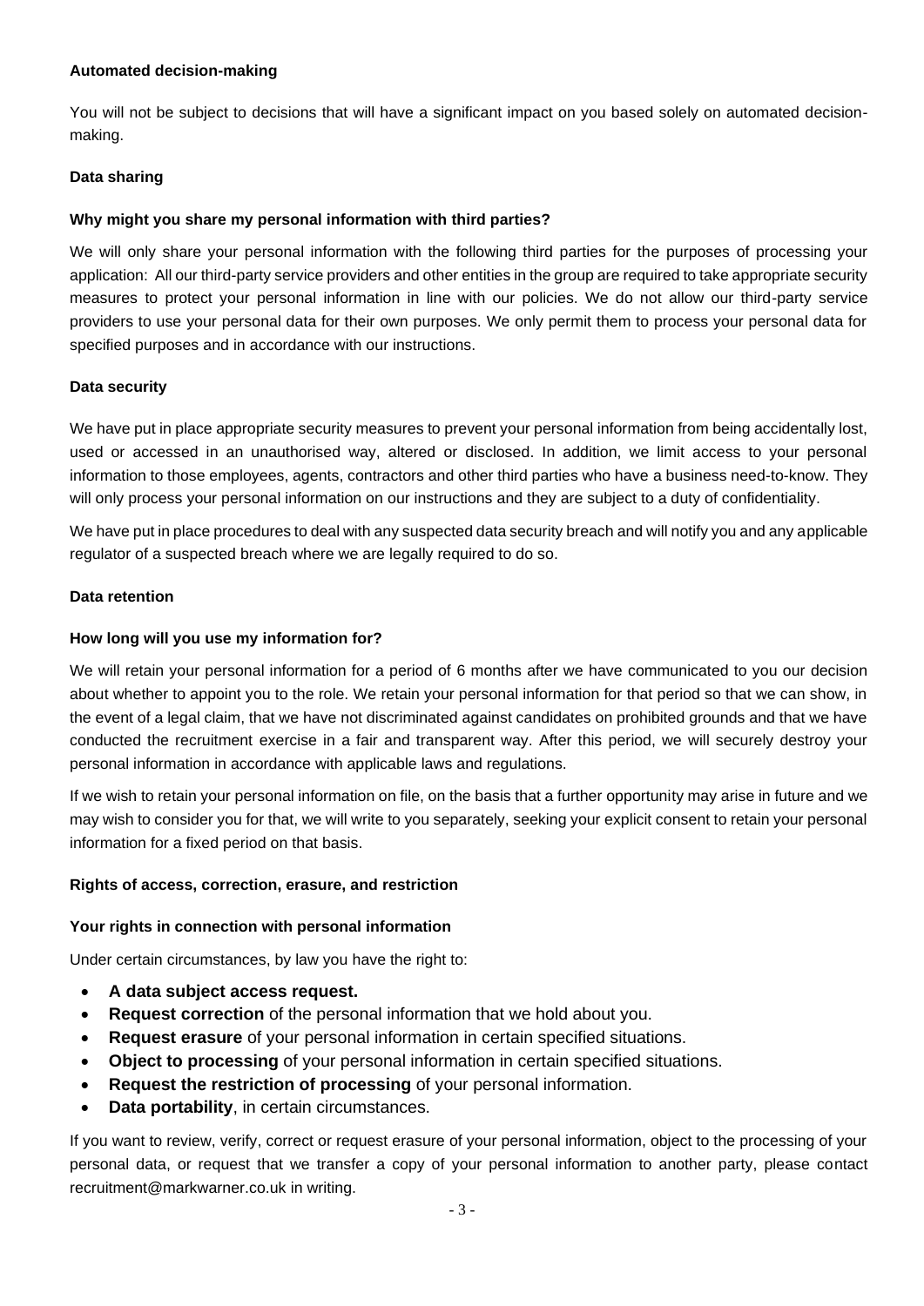**Automated decision-making**

You will not be subject to decisions that will have a significant impact on you based solely on automated decision-making.

**Data sharing**

**Why might you share my personal information with third parties?**

We will only share your personal information with the following third parties for the purposes of processing your application: All our third-party service providers and other entities in the group are required to take appropriate security measures to protect your personal information in line with our policies. We do not allow our third-party service providers to use your personal data for their own purposes. We only permit them to process your personal data for specified purposes and in accordance with our instructions.

**Data security**

We have put in place appropriate security measures to prevent your personal information from being accidentally lost, used or accessed in an unauthorised way, altered or disclosed. In addition, we limit access to your personal information to those employees, agents, contractors and other third parties who have a business need-to-know. They will only process your personal information on our instructions and they are subject to a duty of confidentiality.

We have put in place procedures to deal with any suspected data security breach and will notify you and any applicable regulator of a suspected breach where we are legally required to do so.

**Data retention**

**How long will you use my information for?**

We will retain your personal information for a period of 6 months after we have communicated to you our decision about whether to appoint you to the role. We retain your personal information for that period so that we can show, in the event of a legal claim, that we have not discriminated against candidates on prohibited grounds and that we have conducted the recruitment exercise in a fair and transparent way. After this period, we will securely destroy your personal information in accordance with applicable laws and regulations.

If we wish to retain your personal information on file, on the basis that a further opportunity may arise in future and we may wish to consider you for that, we will write to you separately, seeking your explicit consent to retain your personal information for a fixed period on that basis.

**Rights of access, correction, erasure, and restriction**

**Your rights in connection with personal information**

Under certain circumstances, by law you have the right to:

- **A data subject access request.**
- **Request correction** of the personal information that we hold about you.
- **Request erasure** of your personal information in certain specified situations.
- **Object to processing** of your personal information in certain specified situations.
- **Request the restriction of processing** of your personal information.
- **Data portability**, in certain circumstances.

If you want to review, verify, correct or request erasure of your personal information, object to the processing of your personal data, or request that we transfer a copy of your personal information to another party, please contact recruitment@markwarner.co.uk in writing.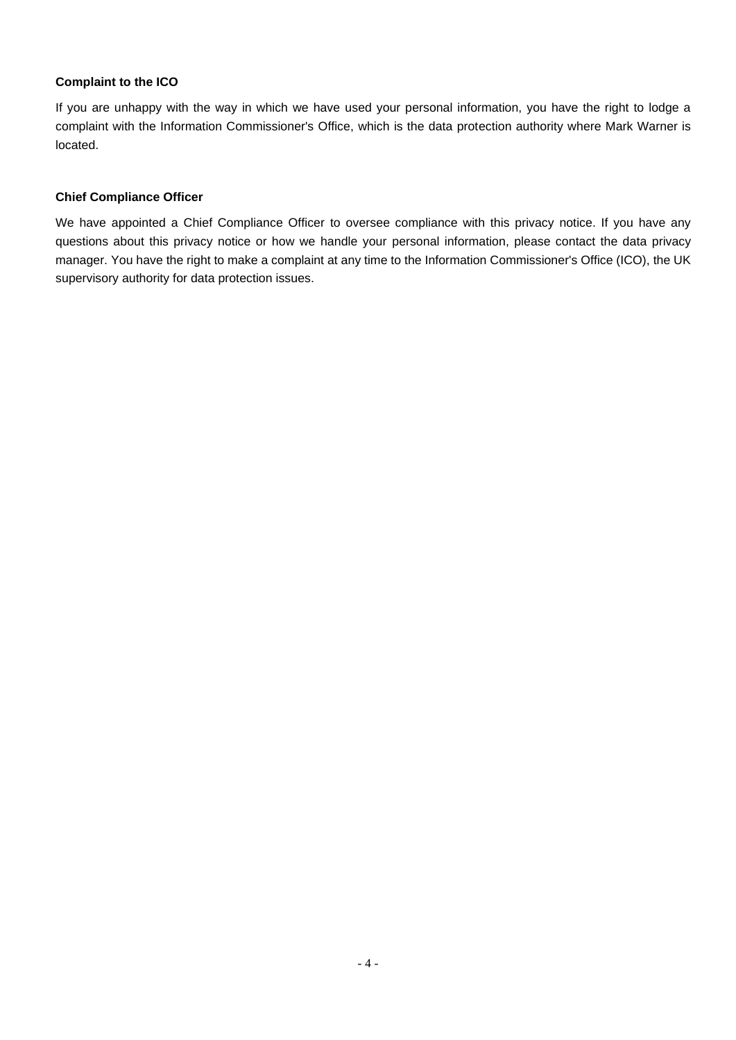**Complaint to the ICO**

If you are unhappy with the way in which we have used your personal information, you have the right to lodge a complaint with the Information Commissioner's Office, which is the data protection authority where Mark Warner is located.

**Chief Compliance Officer**

We have appointed a Chief Compliance Officer to oversee compliance with this privacy notice. If you have any questions about this privacy notice or how we handle your personal information, please contact the data privacy manager. You have the right to make a complaint at any time to the Information Commissioner's Office (ICO), the UK supervisory authority for data protection issues.